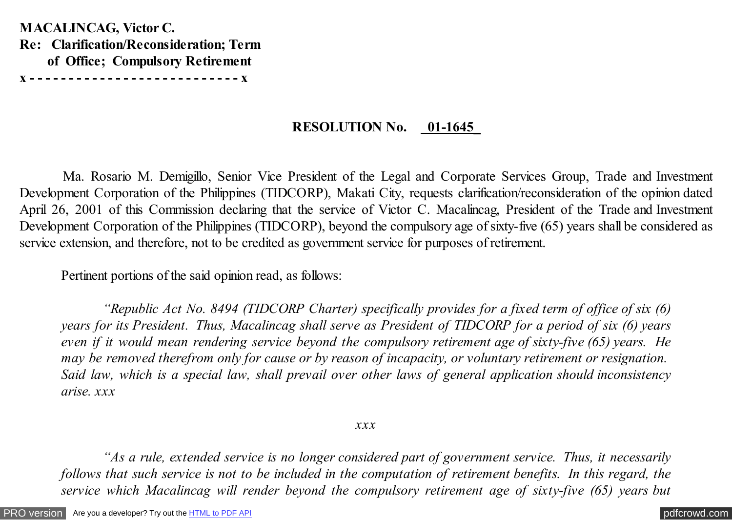**MACALINCAG, Victor C.**
**Re: Clarification/Reconsideration; Term of Office; Compulsory Retirement**
**x - - - - - - - - - - - - - - - - - - - - - - - - - - x**

**RESOLUTION No. 01-1645**

Ma. Rosario M. Demigillo, Senior Vice President of the Legal and Corporate Services Group, Trade and Investment Development Corporation of the Philippines (TIDCORP), Makati City, requests clarification/reconsideration of the opinion dated April 26, 2001 of this Commission declaring that the service of Victor C. Macalincag, President of the Trade and Investment Development Corporation of the Philippines (TIDCORP), beyond the compulsory age of sixty-five (65) years shall be considered as service extension, and therefore, not to be credited as government service for purposes of retirement.

Pertinent portions of the said opinion read, as follows:

> *"Republic Act No. 8494 (TIDCORP Charter) specifically provides for a fixed term of office of six (6) years for its President. Thus, Macalincag shall serve as President of TIDCORP for a period of six (6) years even if it would mean rendering service beyond the compulsory retirement age of sixty-five (65) years. He may be removed therefrom only for cause or by reason of incapacity, or voluntary retirement or resignation. Said law, which is a special law, shall prevail over other laws of general application should inconsistency arise. xxx*
>
> *xxx*
>
> *"As a rule, extended service is no longer considered part of government service. Thus, it necessarily follows that such service is not to be included in the computation of retirement benefits. In this regard, the service which Macalincag will render beyond the compulsory retirement age of sixty-five (65) years but*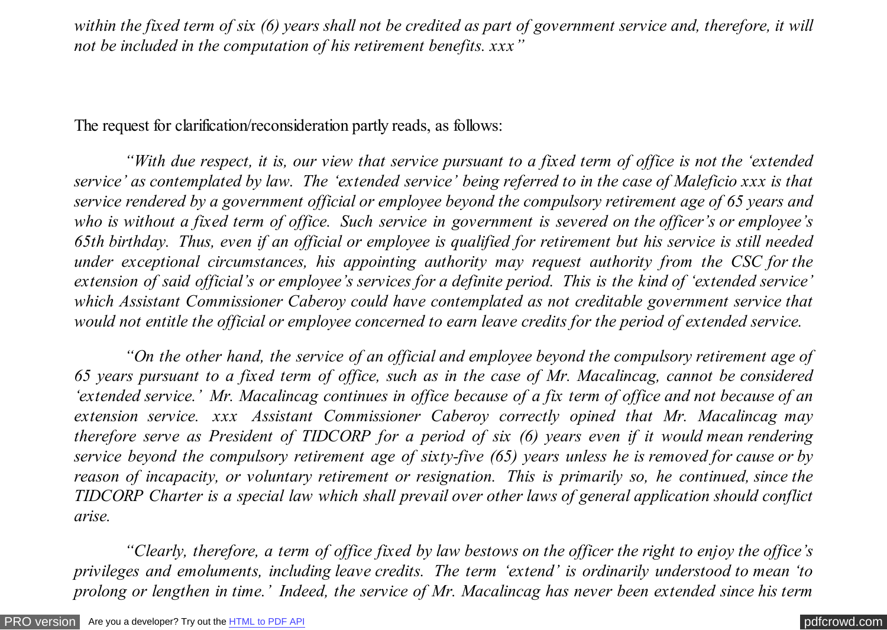*within the fixed term of six (6) years shall not be credited as part of government service and, therefore, it will not be included in the computation of his retirement benefits. xxx"*

The request for clarification/reconsideration partly reads, as follows:

*"With due respect, it is, our view that service pursuant to a fixed term of office is not the 'extended service' as contemplated by law. The 'extended service' being referred to in the case of Maleficio xxx is that service rendered by a government official or employee beyond the compulsory retirement age of 65 years and who is without a fixed term of office. Such service in government is severed on the officer's or employee's 65th birthday. Thus, even if an official or employee is qualified for retirement but his service is still needed under exceptional circumstances, his appointing authority may request authority from the CSC for the extension of said official's or employee's services for a definite period. This is the kind of 'extended service' which Assistant Commissioner Caberoy could have contemplated as not creditable government service that would not entitle the official or employee concerned to earn leave credits for the period of extended service.*

*"On the other hand, the service of an official and employee beyond the compulsory retirement age of 65 years pursuant to a fixed term of office, such as in the case of Mr. Macalincag, cannot be considered 'extended service.' Mr. Macalincag continues in office because of a fix term of office and not because of an extension service. xxx Assistant Commissioner Caberoy correctly opined that Mr. Macalincag may therefore serve as President of TIDCORP for a period of six (6) years even if it would mean rendering service beyond the compulsory retirement age of sixty-five (65) years unless he is removed for cause or by reason of incapacity, or voluntary retirement or resignation. This is primarily so, he continued, since the TIDCORP Charter is a special law which shall prevail over other laws of general application should conflict arise.*

*"Clearly, therefore, a term of office fixed by law bestows on the officer the right to enjoy the office's privileges and emoluments, including leave credits. The term 'extend' is ordinarily understood to mean 'to prolong or lengthen in time.' Indeed, the service of Mr. Macalincag has never been extended since his term*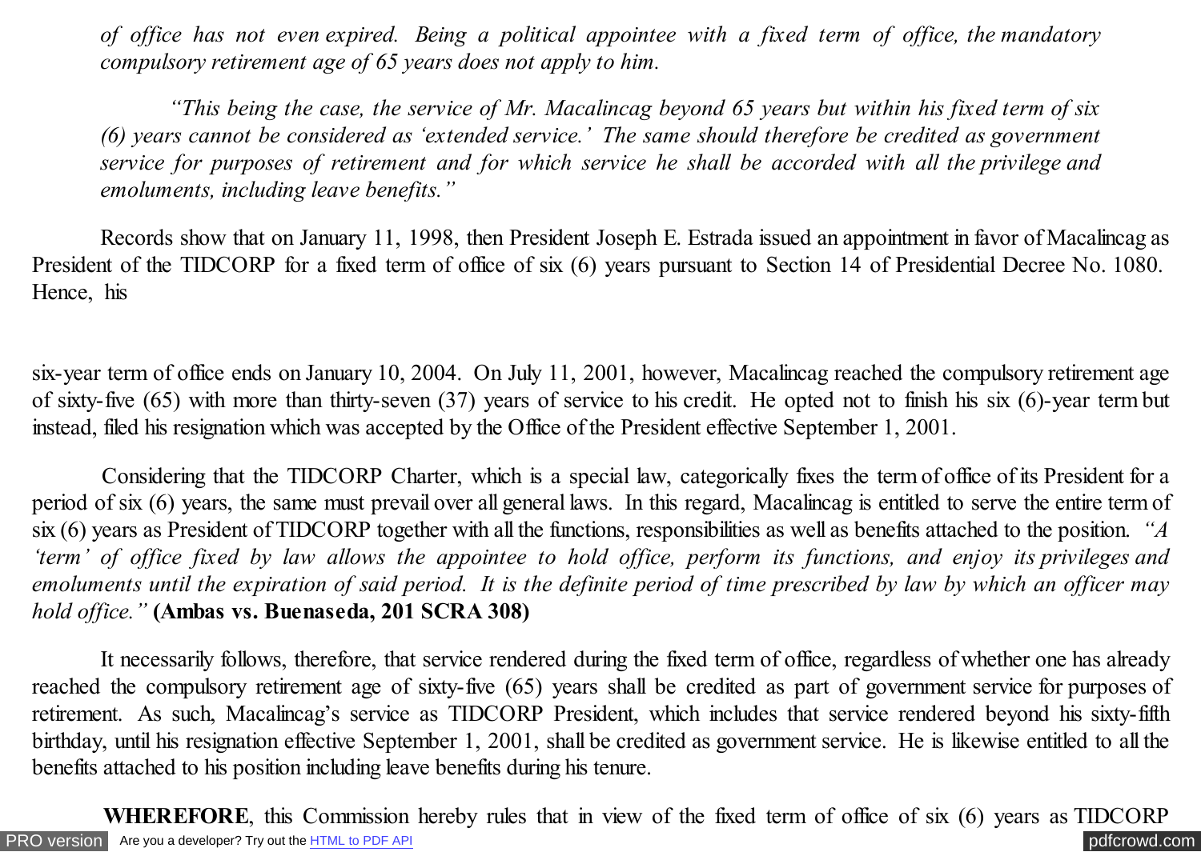*of office has not even expired. Being a political appointee with a fixed term of office, the mandatory compulsory retirement age of 65 years does not apply to him.*

*"This being the case, the service of Mr. Macalincag beyond 65 years but within his fixed term of six (6) years cannot be considered as 'extended service.' The same should therefore be credited as government service for purposes of retirement and for which service he shall be accorded with all the privilege and emoluments, including leave benefits."*

Records show that on January 11, 1998, then President Joseph E. Estrada issued an appointment in favor of Macalincag as President of the TIDCORP for a fixed term of office of six (6) years pursuant to Section 14 of Presidential Decree No. 1080. Hence, his six-year term of office ends on January 10, 2004. On July 11, 2001, however, Macalincag reached the compulsory retirement age of sixty-five (65) with more than thirty-seven (37) years of service to his credit. He opted not to finish his six (6)-year term but instead, filed his resignation which was accepted by the Office of the President effective September 1, 2001.

Considering that the TIDCORP Charter, which is a special law, categorically fixes the term of office of its President for a period of six (6) years, the same must prevail over all general laws. In this regard, Macalincag is entitled to serve the entire term of six (6) years as President of TIDCORP together with all the functions, responsibilities as well as benefits attached to the position. *"A 'term' of office fixed by law allows the appointee to hold office, perform its functions, and enjoy its privileges and emoluments until the expiration of said period. It is the definite period of time prescribed by law by which an officer may hold office."* **(Ambas vs. Buenaseda, 201 SCRA 308)**

It necessarily follows, therefore, that service rendered during the fixed term of office, regardless of whether one has already reached the compulsory retirement age of sixty-five (65) years shall be credited as part of government service for purposes of retirement. As such, Macalincag's service as TIDCORP President, which includes that service rendered beyond his sixty-fifth birthday, until his resignation effective September 1, 2001, shall be credited as government service. He is likewise entitled to all the benefits attached to his position including leave benefits during his tenure.

**WHEREFORE**, this Commission hereby rules that in view of the fixed term of office of six (6) years as TIDCORP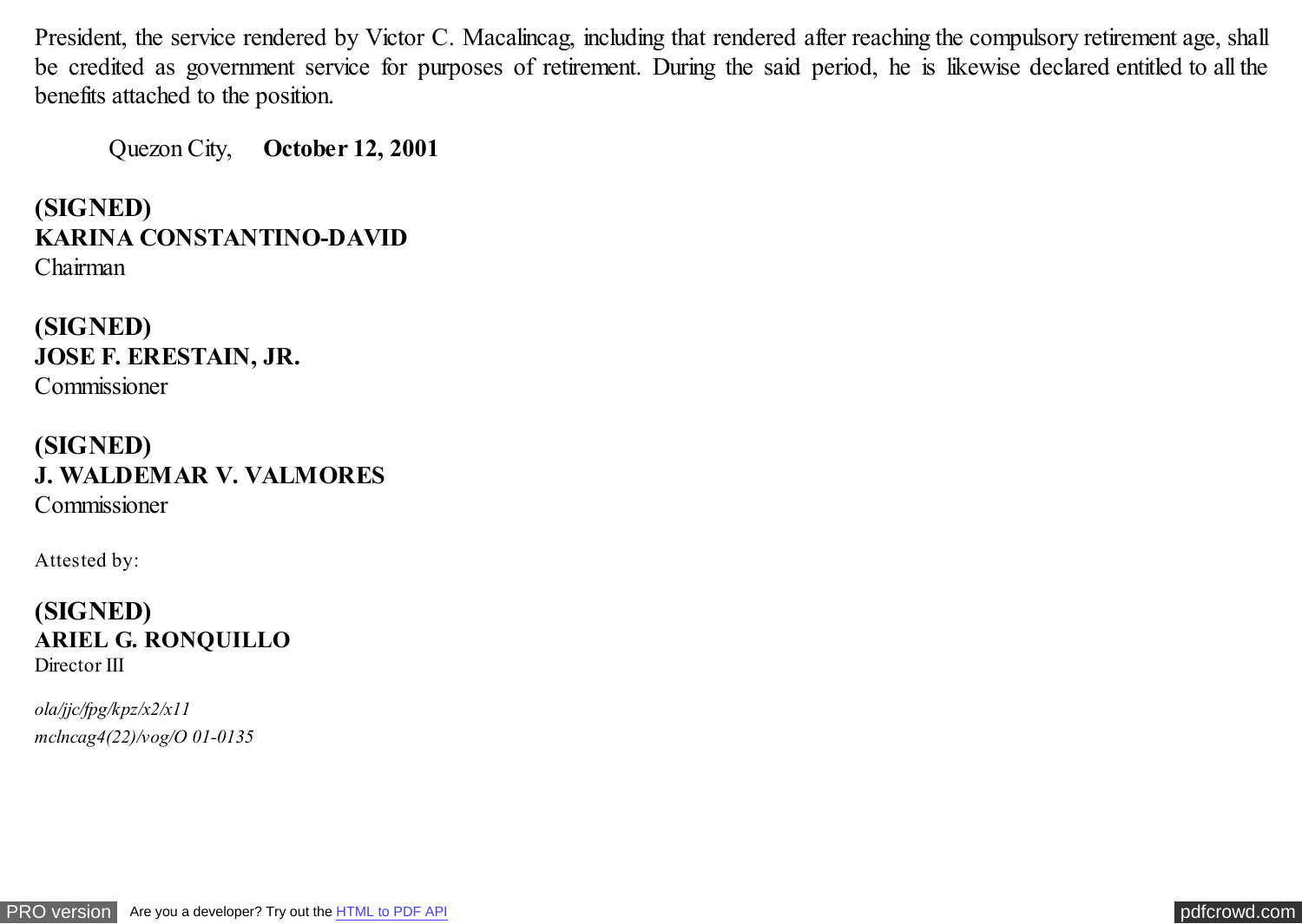President, the service rendered by Victor C. Macalincag, including that rendered after reaching the compulsory retirement age, shall be credited as government service for purposes of retirement. During the said period, he is likewise declared entitled to all the benefits attached to the position.

Quezon City, **October 12, 2001**

**(SIGNED)**
**KARINA CONSTANTINO-DAVID**
Chairman

**(SIGNED)**
**JOSE F. ERESTAIN, JR.**
Commissioner

**(SIGNED)**
**J. WALDEMAR V. VALMORES**
Commissioner

Attested by:

**(SIGNED)**
**ARIEL G. RONQUILLO**
Director III

*ola/jjc/fpg/kpz/x2/x11*
*mclncag4(22)/vog/O 01-0135*